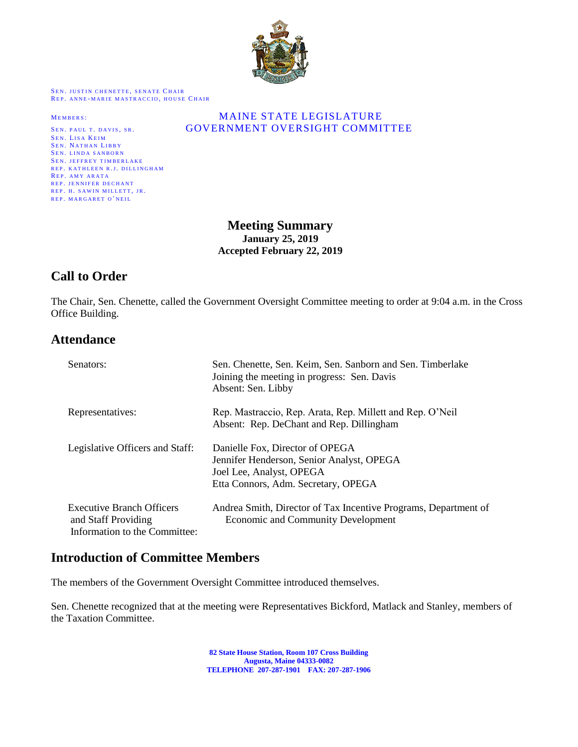SEN. JUSTIN CHENETTE, SENATE CHAIR
REP. ANNE-MARIE MASTRACCIO, HOUSE CHAIR

MEMBERS:
SEN. PAUL T. DAVIS, SR.
SEN. LISA KEIM
SEN. NATHAN LIBBY
SEN. LINDA SANBORN
SEN. JEFFREY TIMBERLAKE
REP. KATHLEEN R.J. DILLINGHAM
REP. AMY ARATA
REP. JENNIFER DECHANT
REP. H. SAWIN MILLETT, JR.
REP. MARGARET O'NEIL

MAINE STATE LEGISLATURE
GOVERNMENT OVERSIGHT COMMITTEE

# Meeting Summary

**January 25, 2019**
**Accepted February 22, 2019**

## Call to Order

The Chair, Sen. Chenette, called the Government Oversight Committee meeting to order at 9:04 a.m. in the Cross Office Building.

## Attendance

| | |
|---|---|
| Senators: | Sen. Chenette, Sen. Keim, Sen. Sanborn and Sen. Timberlake<br>Joining the meeting in progress: Sen. Davis<br>Absent: Sen. Libby |
| Representatives: | Rep. Mastraccio, Rep. Arata, Rep. Millett and Rep. O'Neil<br>Absent: Rep. DeChant and Rep. Dillingham |
| Legislative Officers and Staff: | Danielle Fox, Director of OPEGA<br>Jennifer Henderson, Senior Analyst, OPEGA<br>Joel Lee, Analyst, OPEGA<br>Etta Connors, Adm. Secretary, OPEGA |
| Executive Branch Officers and Staff Providing Information to the Committee: | Andrea Smith, Director of Tax Incentive Programs, Department of Economic and Community Development |

## Introduction of Committee Members

The members of the Government Oversight Committee introduced themselves.

Sen. Chenette recognized that at the meeting were Representatives Bickford, Matlack and Stanley, members of the Taxation Committee.

**82 State House Station, Room 107 Cross Building**
**Augusta, Maine 04333-0082**
**TELEPHONE 207-287-1901 FAX: 207-287-1906**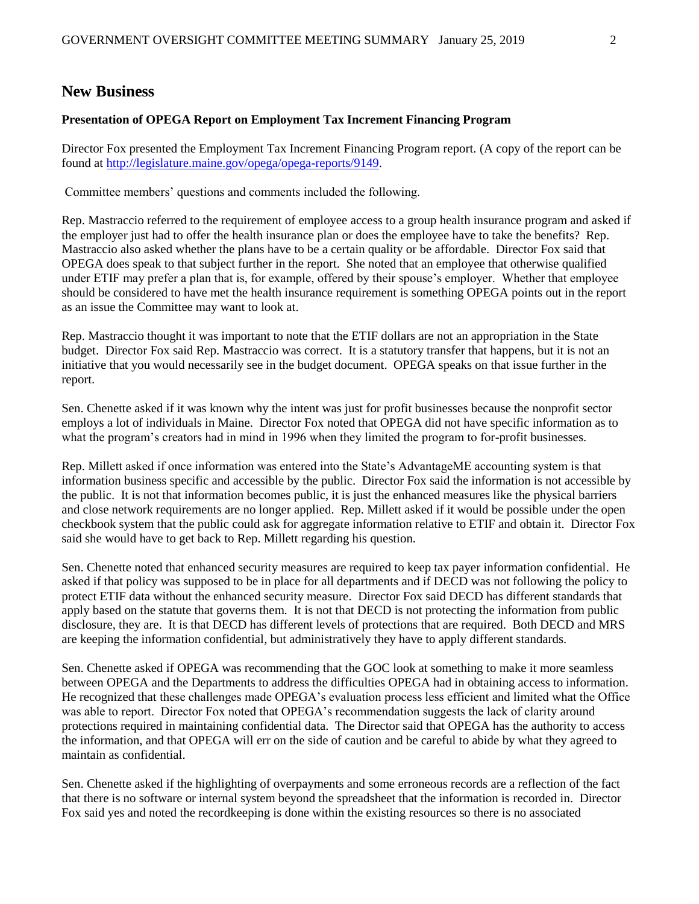## New Business

**Presentation of OPEGA Report on Employment Tax Increment Financing Program**

Director Fox presented the Employment Tax Increment Financing Program report. (A copy of the report can be found at http://legislature.maine.gov/opega/opega-reports/9149.

Committee members' questions and comments included the following.

Rep. Mastraccio referred to the requirement of employee access to a group health insurance program and asked if the employer just had to offer the health insurance plan or does the employee have to take the benefits? Rep. Mastraccio also asked whether the plans have to be a certain quality or be affordable. Director Fox said that OPEGA does speak to that subject further in the report. She noted that an employee that otherwise qualified under ETIF may prefer a plan that is, for example, offered by their spouse's employer. Whether that employee should be considered to have met the health insurance requirement is something OPEGA points out in the report as an issue the Committee may want to look at.

Rep. Mastraccio thought it was important to note that the ETIF dollars are not an appropriation in the State budget. Director Fox said Rep. Mastraccio was correct. It is a statutory transfer that happens, but it is not an initiative that you would necessarily see in the budget document. OPEGA speaks on that issue further in the report.

Sen. Chenette asked if it was known why the intent was just for profit businesses because the nonprofit sector employs a lot of individuals in Maine. Director Fox noted that OPEGA did not have specific information as to what the program's creators had in mind in 1996 when they limited the program to for-profit businesses.

Rep. Millett asked if once information was entered into the State's AdvantageME accounting system is that information business specific and accessible by the public. Director Fox said the information is not accessible by the public. It is not that information becomes public, it is just the enhanced measures like the physical barriers and close network requirements are no longer applied. Rep. Millett asked if it would be possible under the open checkbook system that the public could ask for aggregate information relative to ETIF and obtain it. Director Fox said she would have to get back to Rep. Millett regarding his question.

Sen. Chenette noted that enhanced security measures are required to keep tax payer information confidential. He asked if that policy was supposed to be in place for all departments and if DECD was not following the policy to protect ETIF data without the enhanced security measure. Director Fox said DECD has different standards that apply based on the statute that governs them. It is not that DECD is not protecting the information from public disclosure, they are. It is that DECD has different levels of protections that are required. Both DECD and MRS are keeping the information confidential, but administratively they have to apply different standards.

Sen. Chenette asked if OPEGA was recommending that the GOC look at something to make it more seamless between OPEGA and the Departments to address the difficulties OPEGA had in obtaining access to information. He recognized that these challenges made OPEGA's evaluation process less efficient and limited what the Office was able to report. Director Fox noted that OPEGA's recommendation suggests the lack of clarity around protections required in maintaining confidential data. The Director said that OPEGA has the authority to access the information, and that OPEGA will err on the side of caution and be careful to abide by what they agreed to maintain as confidential.

Sen. Chenette asked if the highlighting of overpayments and some erroneous records are a reflection of the fact that there is no software or internal system beyond the spreadsheet that the information is recorded in. Director Fox said yes and noted the recordkeeping is done within the existing resources so there is no associated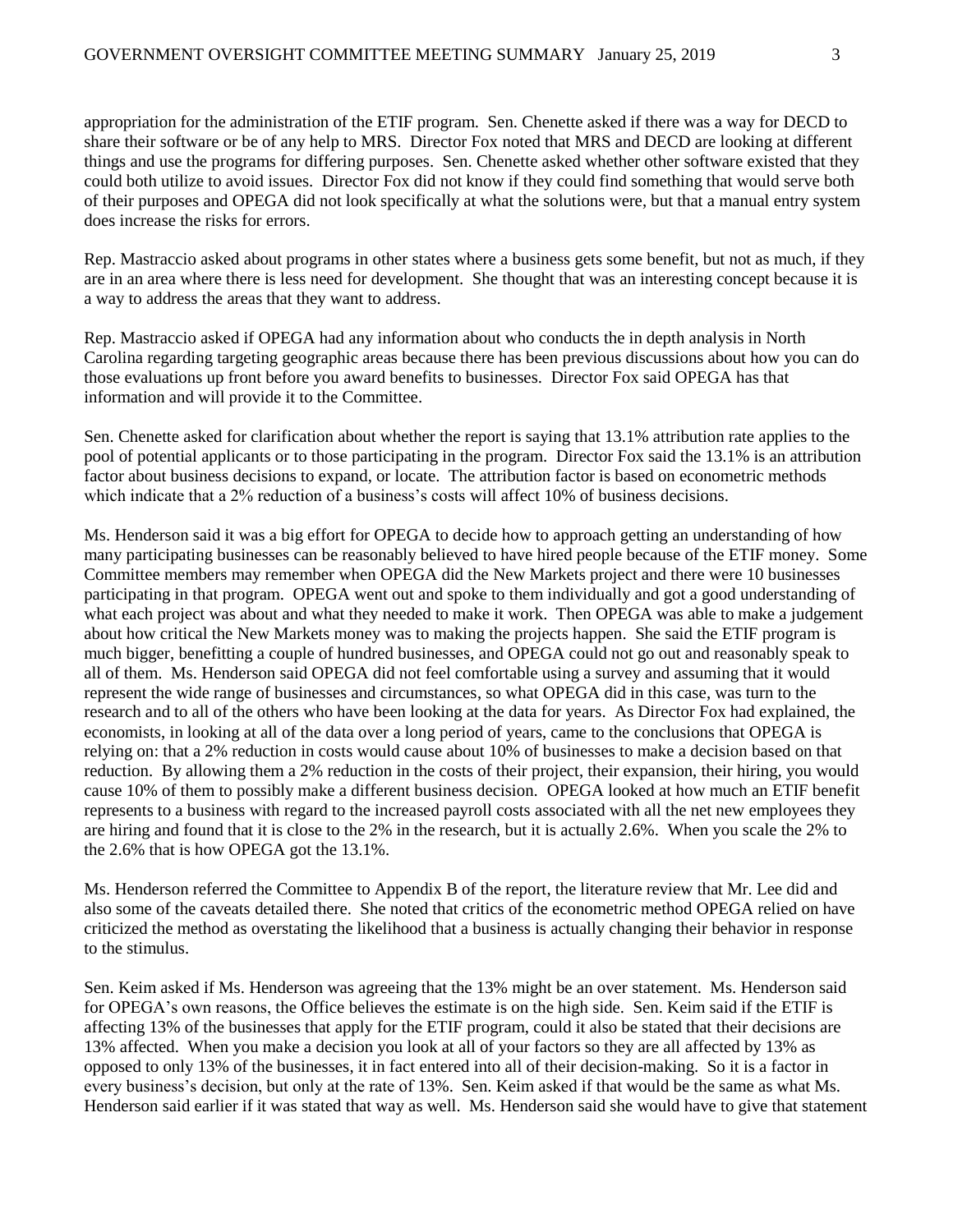appropriation for the administration of the ETIF program. Sen. Chenette asked if there was a way for DECD to share their software or be of any help to MRS. Director Fox noted that MRS and DECD are looking at different things and use the programs for differing purposes. Sen. Chenette asked whether other software existed that they could both utilize to avoid issues. Director Fox did not know if they could find something that would serve both of their purposes and OPEGA did not look specifically at what the solutions were, but that a manual entry system does increase the risks for errors.

Rep. Mastraccio asked about programs in other states where a business gets some benefit, but not as much, if they are in an area where there is less need for development. She thought that was an interesting concept because it is a way to address the areas that they want to address.

Rep. Mastraccio asked if OPEGA had any information about who conducts the in depth analysis in North Carolina regarding targeting geographic areas because there has been previous discussions about how you can do those evaluations up front before you award benefits to businesses. Director Fox said OPEGA has that information and will provide it to the Committee.

Sen. Chenette asked for clarification about whether the report is saying that 13.1% attribution rate applies to the pool of potential applicants or to those participating in the program. Director Fox said the 13.1% is an attribution factor about business decisions to expand, or locate. The attribution factor is based on econometric methods which indicate that a 2% reduction of a business's costs will affect 10% of business decisions.

Ms. Henderson said it was a big effort for OPEGA to decide how to approach getting an understanding of how many participating businesses can be reasonably believed to have hired people because of the ETIF money. Some Committee members may remember when OPEGA did the New Markets project and there were 10 businesses participating in that program. OPEGA went out and spoke to them individually and got a good understanding of what each project was about and what they needed to make it work. Then OPEGA was able to make a judgement about how critical the New Markets money was to making the projects happen. She said the ETIF program is much bigger, benefitting a couple of hundred businesses, and OPEGA could not go out and reasonably speak to all of them. Ms. Henderson said OPEGA did not feel comfortable using a survey and assuming that it would represent the wide range of businesses and circumstances, so what OPEGA did in this case, was turn to the research and to all of the others who have been looking at the data for years. As Director Fox had explained, the economists, in looking at all of the data over a long period of years, came to the conclusions that OPEGA is relying on: that a 2% reduction in costs would cause about 10% of businesses to make a decision based on that reduction. By allowing them a 2% reduction in the costs of their project, their expansion, their hiring, you would cause 10% of them to possibly make a different business decision. OPEGA looked at how much an ETIF benefit represents to a business with regard to the increased payroll costs associated with all the net new employees they are hiring and found that it is close to the 2% in the research, but it is actually 2.6%. When you scale the 2% to the 2.6% that is how OPEGA got the 13.1%.

Ms. Henderson referred the Committee to Appendix B of the report, the literature review that Mr. Lee did and also some of the caveats detailed there. She noted that critics of the econometric method OPEGA relied on have criticized the method as overstating the likelihood that a business is actually changing their behavior in response to the stimulus.

Sen. Keim asked if Ms. Henderson was agreeing that the 13% might be an over statement. Ms. Henderson said for OPEGA's own reasons, the Office believes the estimate is on the high side. Sen. Keim said if the ETIF is affecting 13% of the businesses that apply for the ETIF program, could it also be stated that their decisions are 13% affected. When you make a decision you look at all of your factors so they are all affected by 13% as opposed to only 13% of the businesses, it in fact entered into all of their decision-making. So it is a factor in every business's decision, but only at the rate of 13%. Sen. Keim asked if that would be the same as what Ms. Henderson said earlier if it was stated that way as well. Ms. Henderson said she would have to give that statement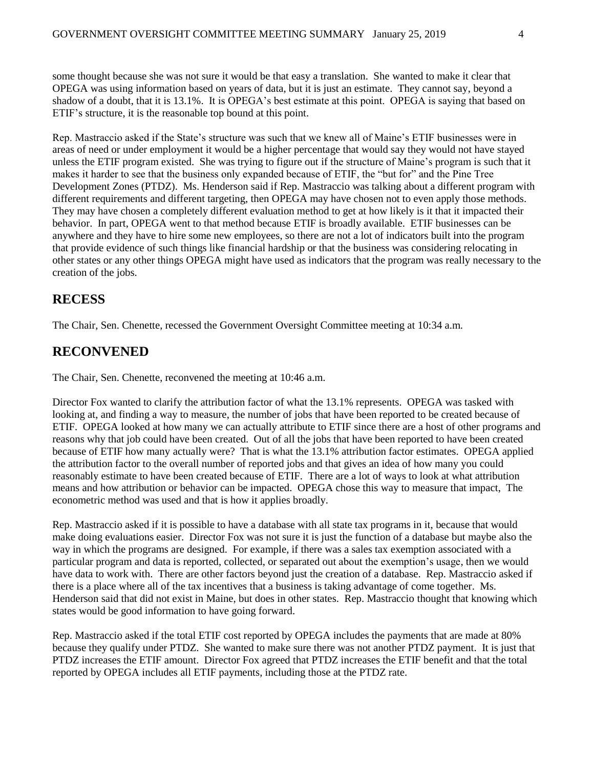some thought because she was not sure it would be that easy a translation. She wanted to make it clear that OPEGA was using information based on years of data, but it is just an estimate. They cannot say, beyond a shadow of a doubt, that it is 13.1%. It is OPEGA's best estimate at this point. OPEGA is saying that based on ETIF's structure, it is the reasonable top bound at this point.

Rep. Mastraccio asked if the State's structure was such that we knew all of Maine's ETIF businesses were in areas of need or under employment it would be a higher percentage that would say they would not have stayed unless the ETIF program existed. She was trying to figure out if the structure of Maine's program is such that it makes it harder to see that the business only expanded because of ETIF, the "but for" and the Pine Tree Development Zones (PTDZ). Ms. Henderson said if Rep. Mastraccio was talking about a different program with different requirements and different targeting, then OPEGA may have chosen not to even apply those methods. They may have chosen a completely different evaluation method to get at how likely is it that it impacted their behavior. In part, OPEGA went to that method because ETIF is broadly available. ETIF businesses can be anywhere and they have to hire some new employees, so there are not a lot of indicators built into the program that provide evidence of such things like financial hardship or that the business was considering relocating in other states or any other things OPEGA might have used as indicators that the program was really necessary to the creation of the jobs.

## RECESS

The Chair, Sen. Chenette, recessed the Government Oversight Committee meeting at 10:34 a.m.

## RECONVENED

The Chair, Sen. Chenette, reconvened the meeting at 10:46 a.m.

Director Fox wanted to clarify the attribution factor of what the 13.1% represents. OPEGA was tasked with looking at, and finding a way to measure, the number of jobs that have been reported to be created because of ETIF. OPEGA looked at how many we can actually attribute to ETIF since there are a host of other programs and reasons why that job could have been created. Out of all the jobs that have been reported to have been created because of ETIF how many actually were? That is what the 13.1% attribution factor estimates. OPEGA applied the attribution factor to the overall number of reported jobs and that gives an idea of how many you could reasonably estimate to have been created because of ETIF. There are a lot of ways to look at what attribution means and how attribution or behavior can be impacted. OPEGA chose this way to measure that impact, The econometric method was used and that is how it applies broadly.

Rep. Mastraccio asked if it is possible to have a database with all state tax programs in it, because that would make doing evaluations easier. Director Fox was not sure it is just the function of a database but maybe also the way in which the programs are designed. For example, if there was a sales tax exemption associated with a particular program and data is reported, collected, or separated out about the exemption's usage, then we would have data to work with. There are other factors beyond just the creation of a database. Rep. Mastraccio asked if there is a place where all of the tax incentives that a business is taking advantage of come together. Ms. Henderson said that did not exist in Maine, but does in other states. Rep. Mastraccio thought that knowing which states would be good information to have going forward.

Rep. Mastraccio asked if the total ETIF cost reported by OPEGA includes the payments that are made at 80% because they qualify under PTDZ. She wanted to make sure there was not another PTDZ payment. It is just that PTDZ increases the ETIF amount. Director Fox agreed that PTDZ increases the ETIF benefit and that the total reported by OPEGA includes all ETIF payments, including those at the PTDZ rate.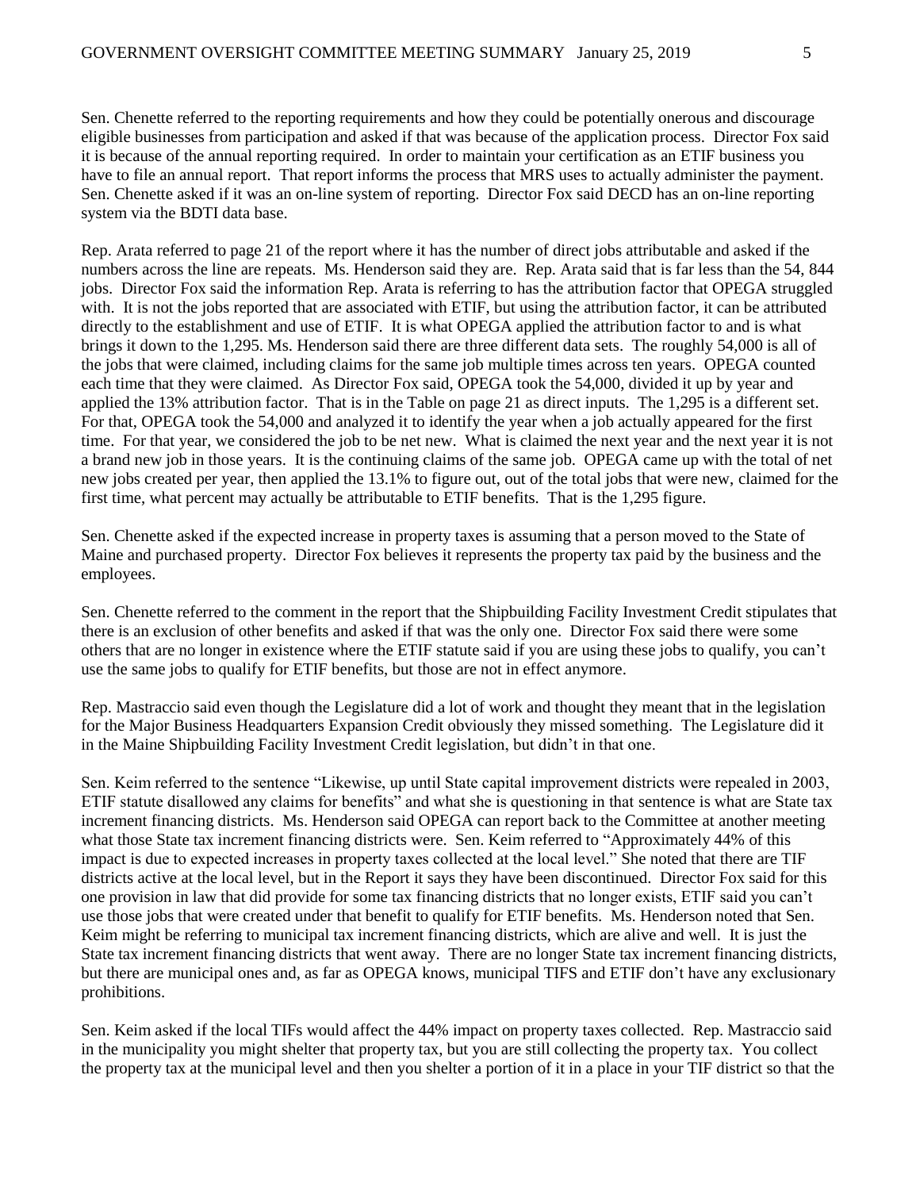Sen. Chenette referred to the reporting requirements and how they could be potentially onerous and discourage eligible businesses from participation and asked if that was because of the application process. Director Fox said it is because of the annual reporting required. In order to maintain your certification as an ETIF business you have to file an annual report. That report informs the process that MRS uses to actually administer the payment. Sen. Chenette asked if it was an on-line system of reporting. Director Fox said DECD has an on-line reporting system via the BDTI data base.

Rep. Arata referred to page 21 of the report where it has the number of direct jobs attributable and asked if the numbers across the line are repeats. Ms. Henderson said they are. Rep. Arata said that is far less than the 54, 844 jobs. Director Fox said the information Rep. Arata is referring to has the attribution factor that OPEGA struggled with. It is not the jobs reported that are associated with ETIF, but using the attribution factor, it can be attributed directly to the establishment and use of ETIF. It is what OPEGA applied the attribution factor to and is what brings it down to the 1,295. Ms. Henderson said there are three different data sets. The roughly 54,000 is all of the jobs that were claimed, including claims for the same job multiple times across ten years. OPEGA counted each time that they were claimed. As Director Fox said, OPEGA took the 54,000, divided it up by year and applied the 13% attribution factor. That is in the Table on page 21 as direct inputs. The 1,295 is a different set. For that, OPEGA took the 54,000 and analyzed it to identify the year when a job actually appeared for the first time. For that year, we considered the job to be net new. What is claimed the next year and the next year it is not a brand new job in those years. It is the continuing claims of the same job. OPEGA came up with the total of net new jobs created per year, then applied the 13.1% to figure out, out of the total jobs that were new, claimed for the first time, what percent may actually be attributable to ETIF benefits. That is the 1,295 figure.

Sen. Chenette asked if the expected increase in property taxes is assuming that a person moved to the State of Maine and purchased property. Director Fox believes it represents the property tax paid by the business and the employees.

Sen. Chenette referred to the comment in the report that the Shipbuilding Facility Investment Credit stipulates that there is an exclusion of other benefits and asked if that was the only one. Director Fox said there were some others that are no longer in existence where the ETIF statute said if you are using these jobs to qualify, you can't use the same jobs to qualify for ETIF benefits, but those are not in effect anymore.

Rep. Mastraccio said even though the Legislature did a lot of work and thought they meant that in the legislation for the Major Business Headquarters Expansion Credit obviously they missed something. The Legislature did it in the Maine Shipbuilding Facility Investment Credit legislation, but didn't in that one.

Sen. Keim referred to the sentence "Likewise, up until State capital improvement districts were repealed in 2003, ETIF statute disallowed any claims for benefits" and what she is questioning in that sentence is what are State tax increment financing districts. Ms. Henderson said OPEGA can report back to the Committee at another meeting what those State tax increment financing districts were. Sen. Keim referred to "Approximately 44% of this impact is due to expected increases in property taxes collected at the local level." She noted that there are TIF districts active at the local level, but in the Report it says they have been discontinued. Director Fox said for this one provision in law that did provide for some tax financing districts that no longer exists, ETIF said you can't use those jobs that were created under that benefit to qualify for ETIF benefits. Ms. Henderson noted that Sen. Keim might be referring to municipal tax increment financing districts, which are alive and well. It is just the State tax increment financing districts that went away. There are no longer State tax increment financing districts, but there are municipal ones and, as far as OPEGA knows, municipal TIFS and ETIF don't have any exclusionary prohibitions.

Sen. Keim asked if the local TIFs would affect the 44% impact on property taxes collected. Rep. Mastraccio said in the municipality you might shelter that property tax, but you are still collecting the property tax. You collect the property tax at the municipal level and then you shelter a portion of it in a place in your TIF district so that the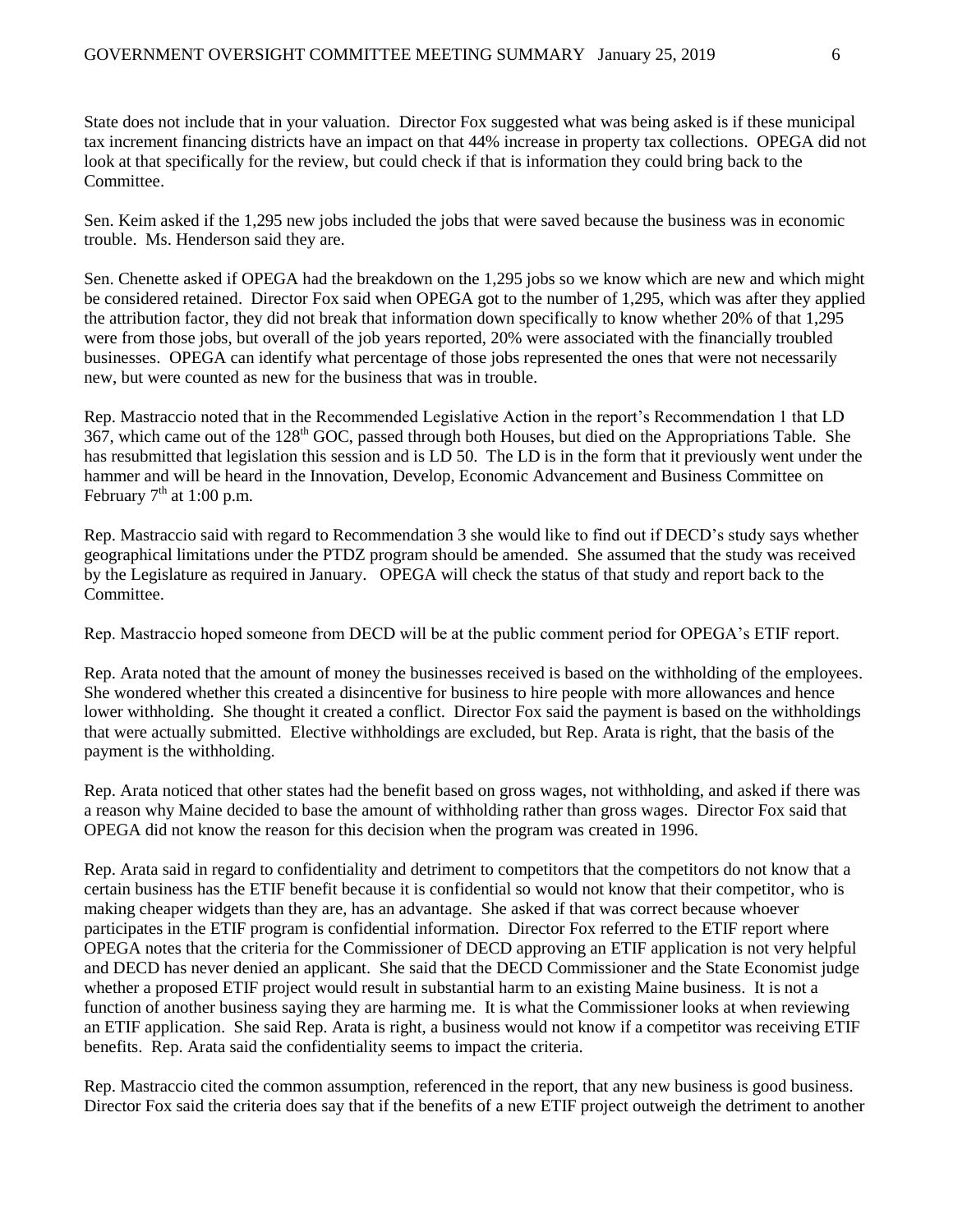State does not include that in your valuation. Director Fox suggested what was being asked is if these municipal tax increment financing districts have an impact on that 44% increase in property tax collections. OPEGA did not look at that specifically for the review, but could check if that is information they could bring back to the Committee.

Sen. Keim asked if the 1,295 new jobs included the jobs that were saved because the business was in economic trouble. Ms. Henderson said they are.

Sen. Chenette asked if OPEGA had the breakdown on the 1,295 jobs so we know which are new and which might be considered retained. Director Fox said when OPEGA got to the number of 1,295, which was after they applied the attribution factor, they did not break that information down specifically to know whether 20% of that 1,295 were from those jobs, but overall of the job years reported, 20% were associated with the financially troubled businesses. OPEGA can identify what percentage of those jobs represented the ones that were not necessarily new, but were counted as new for the business that was in trouble.

Rep. Mastraccio noted that in the Recommended Legislative Action in the report's Recommendation 1 that LD 367, which came out of the 128th GOC, passed through both Houses, but died on the Appropriations Table. She has resubmitted that legislation this session and is LD 50. The LD is in the form that it previously went under the hammer and will be heard in the Innovation, Develop, Economic Advancement and Business Committee on February 7th at 1:00 p.m.

Rep. Mastraccio said with regard to Recommendation 3 she would like to find out if DECD's study says whether geographical limitations under the PTDZ program should be amended. She assumed that the study was received by the Legislature as required in January. OPEGA will check the status of that study and report back to the Committee.

Rep. Mastraccio hoped someone from DECD will be at the public comment period for OPEGA's ETIF report.

Rep. Arata noted that the amount of money the businesses received is based on the withholding of the employees. She wondered whether this created a disincentive for business to hire people with more allowances and hence lower withholding. She thought it created a conflict. Director Fox said the payment is based on the withholdings that were actually submitted. Elective withholdings are excluded, but Rep. Arata is right, that the basis of the payment is the withholding.

Rep. Arata noticed that other states had the benefit based on gross wages, not withholding, and asked if there was a reason why Maine decided to base the amount of withholding rather than gross wages. Director Fox said that OPEGA did not know the reason for this decision when the program was created in 1996.

Rep. Arata said in regard to confidentiality and detriment to competitors that the competitors do not know that a certain business has the ETIF benefit because it is confidential so would not know that their competitor, who is making cheaper widgets than they are, has an advantage. She asked if that was correct because whoever participates in the ETIF program is confidential information. Director Fox referred to the ETIF report where OPEGA notes that the criteria for the Commissioner of DECD approving an ETIF application is not very helpful and DECD has never denied an applicant. She said that the DECD Commissioner and the State Economist judge whether a proposed ETIF project would result in substantial harm to an existing Maine business. It is not a function of another business saying they are harming me. It is what the Commissioner looks at when reviewing an ETIF application. She said Rep. Arata is right, a business would not know if a competitor was receiving ETIF benefits. Rep. Arata said the confidentiality seems to impact the criteria.

Rep. Mastraccio cited the common assumption, referenced in the report, that any new business is good business. Director Fox said the criteria does say that if the benefits of a new ETIF project outweigh the detriment to another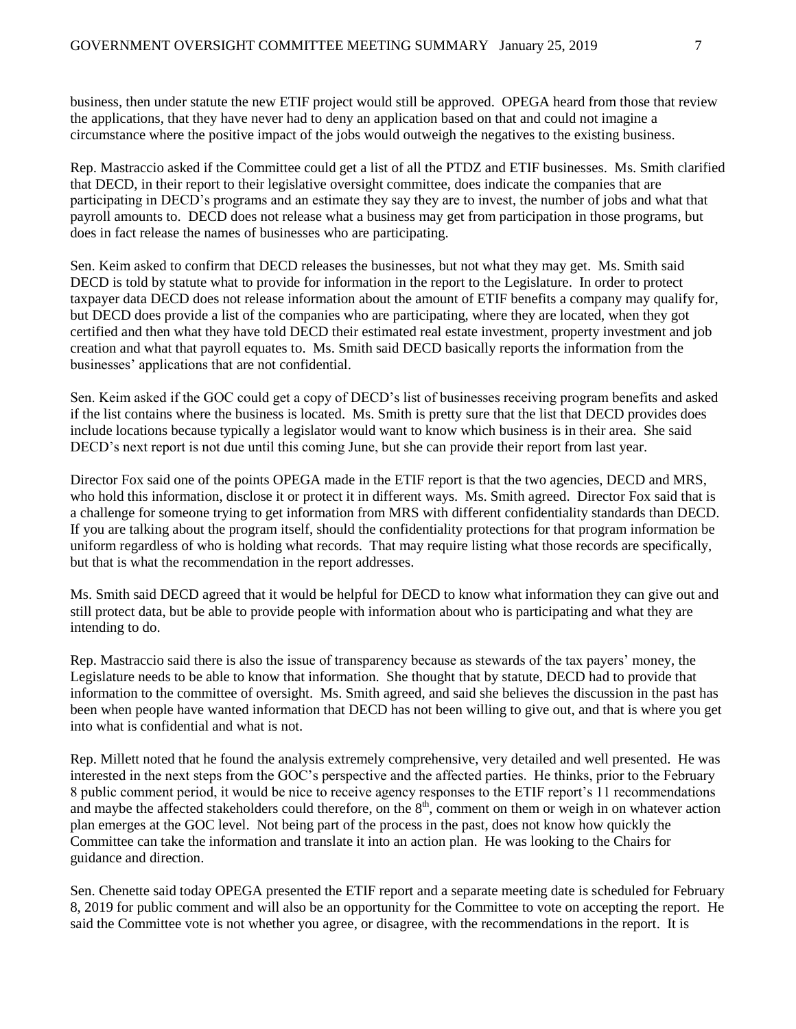business, then under statute the new ETIF project would still be approved. OPEGA heard from those that review the applications, that they have never had to deny an application based on that and could not imagine a circumstance where the positive impact of the jobs would outweigh the negatives to the existing business.

Rep. Mastraccio asked if the Committee could get a list of all the PTDZ and ETIF businesses. Ms. Smith clarified that DECD, in their report to their legislative oversight committee, does indicate the companies that are participating in DECD's programs and an estimate they say they are to invest, the number of jobs and what that payroll amounts to. DECD does not release what a business may get from participation in those programs, but does in fact release the names of businesses who are participating.

Sen. Keim asked to confirm that DECD releases the businesses, but not what they may get. Ms. Smith said DECD is told by statute what to provide for information in the report to the Legislature. In order to protect taxpayer data DECD does not release information about the amount of ETIF benefits a company may qualify for, but DECD does provide a list of the companies who are participating, where they are located, when they got certified and then what they have told DECD their estimated real estate investment, property investment and job creation and what that payroll equates to. Ms. Smith said DECD basically reports the information from the businesses' applications that are not confidential.

Sen. Keim asked if the GOC could get a copy of DECD's list of businesses receiving program benefits and asked if the list contains where the business is located. Ms. Smith is pretty sure that the list that DECD provides does include locations because typically a legislator would want to know which business is in their area. She said DECD's next report is not due until this coming June, but she can provide their report from last year.

Director Fox said one of the points OPEGA made in the ETIF report is that the two agencies, DECD and MRS, who hold this information, disclose it or protect it in different ways. Ms. Smith agreed. Director Fox said that is a challenge for someone trying to get information from MRS with different confidentiality standards than DECD. If you are talking about the program itself, should the confidentiality protections for that program information be uniform regardless of who is holding what records. That may require listing what those records are specifically, but that is what the recommendation in the report addresses.

Ms. Smith said DECD agreed that it would be helpful for DECD to know what information they can give out and still protect data, but be able to provide people with information about who is participating and what they are intending to do.

Rep. Mastraccio said there is also the issue of transparency because as stewards of the tax payers' money, the Legislature needs to be able to know that information. She thought that by statute, DECD had to provide that information to the committee of oversight. Ms. Smith agreed, and said she believes the discussion in the past has been when people have wanted information that DECD has not been willing to give out, and that is where you get into what is confidential and what is not.

Rep. Millett noted that he found the analysis extremely comprehensive, very detailed and well presented. He was interested in the next steps from the GOC's perspective and the affected parties. He thinks, prior to the February 8 public comment period, it would be nice to receive agency responses to the ETIF report's 11 recommendations and maybe the affected stakeholders could therefore, on the 8th, comment on them or weigh in on whatever action plan emerges at the GOC level. Not being part of the process in the past, does not know how quickly the Committee can take the information and translate it into an action plan. He was looking to the Chairs for guidance and direction.

Sen. Chenette said today OPEGA presented the ETIF report and a separate meeting date is scheduled for February 8, 2019 for public comment and will also be an opportunity for the Committee to vote on accepting the report. He said the Committee vote is not whether you agree, or disagree, with the recommendations in the report. It is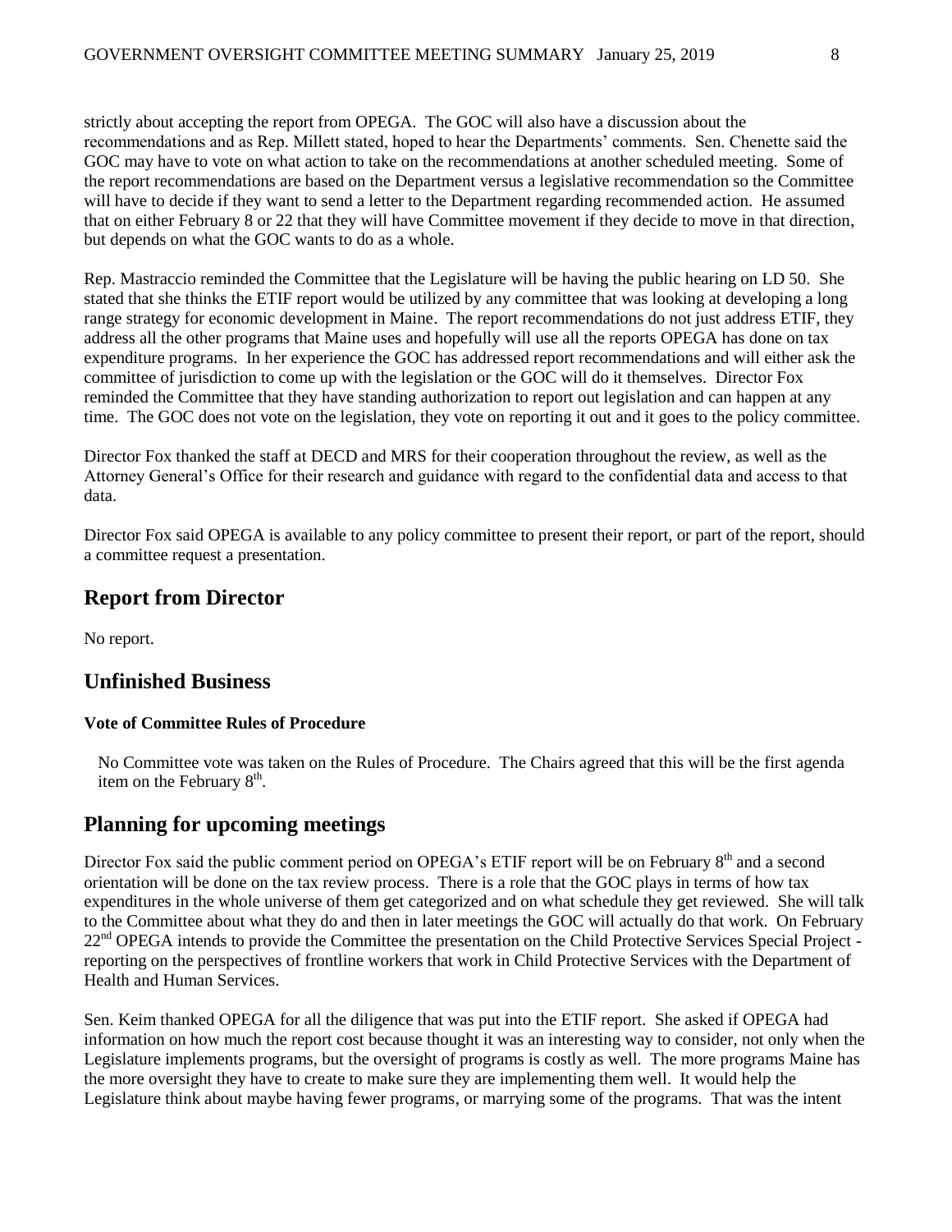strictly about accepting the report from OPEGA. The GOC will also have a discussion about the recommendations and as Rep. Millett stated, hoped to hear the Departments' comments. Sen. Chenette said the GOC may have to vote on what action to take on the recommendations at another scheduled meeting. Some of the report recommendations are based on the Department versus a legislative recommendation so the Committee will have to decide if they want to send a letter to the Department regarding recommended action. He assumed that on either February 8 or 22 that they will have Committee movement if they decide to move in that direction, but depends on what the GOC wants to do as a whole.

Rep. Mastraccio reminded the Committee that the Legislature will be having the public hearing on LD 50. She stated that she thinks the ETIF report would be utilized by any committee that was looking at developing a long range strategy for economic development in Maine. The report recommendations do not just address ETIF, they address all the other programs that Maine uses and hopefully will use all the reports OPEGA has done on tax expenditure programs. In her experience the GOC has addressed report recommendations and will either ask the committee of jurisdiction to come up with the legislation or the GOC will do it themselves. Director Fox reminded the Committee that they have standing authorization to report out legislation and can happen at any time. The GOC does not vote on the legislation, they vote on reporting it out and it goes to the policy committee.

Director Fox thanked the staff at DECD and MRS for their cooperation throughout the review, as well as the Attorney General's Office for their research and guidance with regard to the confidential data and access to that data.

Director Fox said OPEGA is available to any policy committee to present their report, or part of the report, should a committee request a presentation.

## Report from Director

No report.

## Unfinished Business

### Vote of Committee Rules of Procedure

No Committee vote was taken on the Rules of Procedure. The Chairs agreed that this will be the first agenda item on the February 8th.

## Planning for upcoming meetings

Director Fox said the public comment period on OPEGA's ETIF report will be on February 8th and a second orientation will be done on the tax review process. There is a role that the GOC plays in terms of how tax expenditures in the whole universe of them get categorized and on what schedule they get reviewed. She will talk to the Committee about what they do and then in later meetings the GOC will actually do that work. On February 22nd OPEGA intends to provide the Committee the presentation on the Child Protective Services Special Project - reporting on the perspectives of frontline workers that work in Child Protective Services with the Department of Health and Human Services.

Sen. Keim thanked OPEGA for all the diligence that was put into the ETIF report. She asked if OPEGA had information on how much the report cost because thought it was an interesting way to consider, not only when the Legislature implements programs, but the oversight of programs is costly as well. The more programs Maine has the more oversight they have to create to make sure they are implementing them well. It would help the Legislature think about maybe having fewer programs, or marrying some of the programs. That was the intent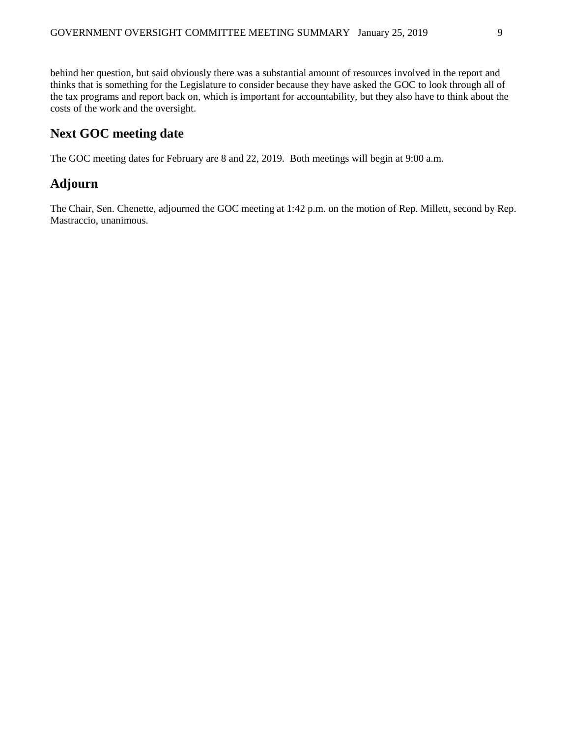behind her question, but said obviously there was a substantial amount of resources involved in the report and thinks that is something for the Legislature to consider because they have asked the GOC to look through all of the tax programs and report back on, which is important for accountability, but they also have to think about the costs of the work and the oversight.

## Next GOC meeting date

The GOC meeting dates for February are 8 and 22, 2019. Both meetings will begin at 9:00 a.m.

## Adjourn

The Chair, Sen. Chenette, adjourned the GOC meeting at 1:42 p.m. on the motion of Rep. Millett, second by Rep. Mastraccio, unanimous.